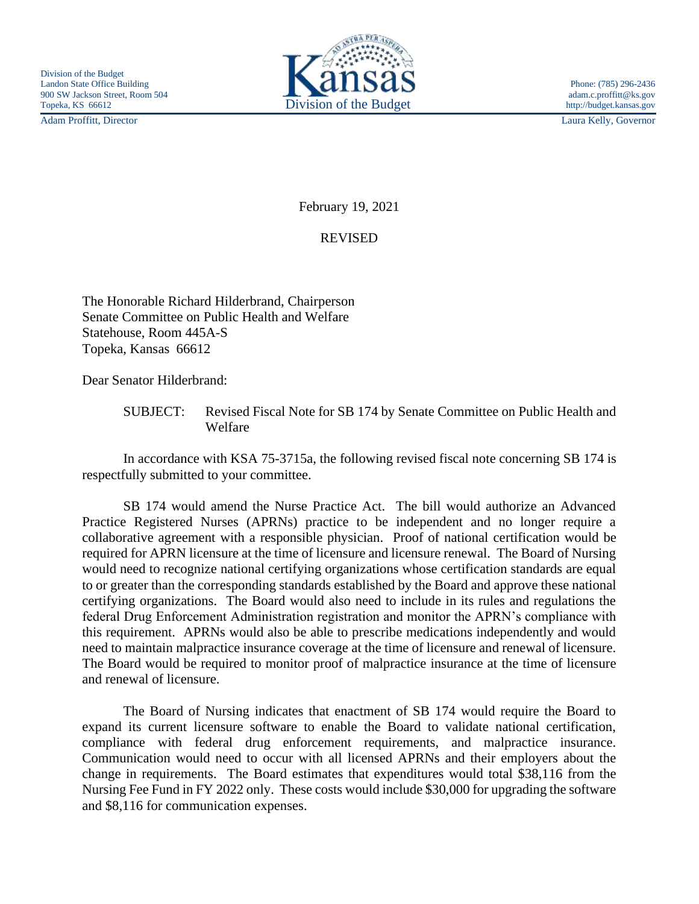Division of the Budget
Landon State Office Building
900 SW Jackson Street, Room 504
Topeka, KS 66612

Kansas
Division of the Budget

Phone: (785) 296-2436
adam.c.proffitt@ks.gov
http://budget.kansas.gov

Adam Proffitt, Director | Laura Kelly, Governor

February 19, 2021

REVISED

The Honorable Richard Hilderbrand, Chairperson
Senate Committee on Public Health and Welfare
Statehouse, Room 445A-S
Topeka, Kansas 66612

Dear Senator Hilderbrand:

SUBJECT: Revised Fiscal Note for SB 174 by Senate Committee on Public Health and Welfare

In accordance with KSA 75-3715a, the following revised fiscal note concerning SB 174 is respectfully submitted to your committee.

SB 174 would amend the Nurse Practice Act. The bill would authorize an Advanced Practice Registered Nurses (APRNs) practice to be independent and no longer require a collaborative agreement with a responsible physician. Proof of national certification would be required for APRN licensure at the time of licensure and licensure renewal. The Board of Nursing would need to recognize national certifying organizations whose certification standards are equal to or greater than the corresponding standards established by the Board and approve these national certifying organizations. The Board would also need to include in its rules and regulations the federal Drug Enforcement Administration registration and monitor the APRN's compliance with this requirement. APRNs would also be able to prescribe medications independently and would need to maintain malpractice insurance coverage at the time of licensure and renewal of licensure. The Board would be required to monitor proof of malpractice insurance at the time of licensure and renewal of licensure.

The Board of Nursing indicates that enactment of SB 174 would require the Board to expand its current licensure software to enable the Board to validate national certification, compliance with federal drug enforcement requirements, and malpractice insurance. Communication would need to occur with all licensed APRNs and their employers about the change in requirements. The Board estimates that expenditures would total $38,116 from the Nursing Fee Fund in FY 2022 only. These costs would include $30,000 for upgrading the software and $8,116 for communication expenses.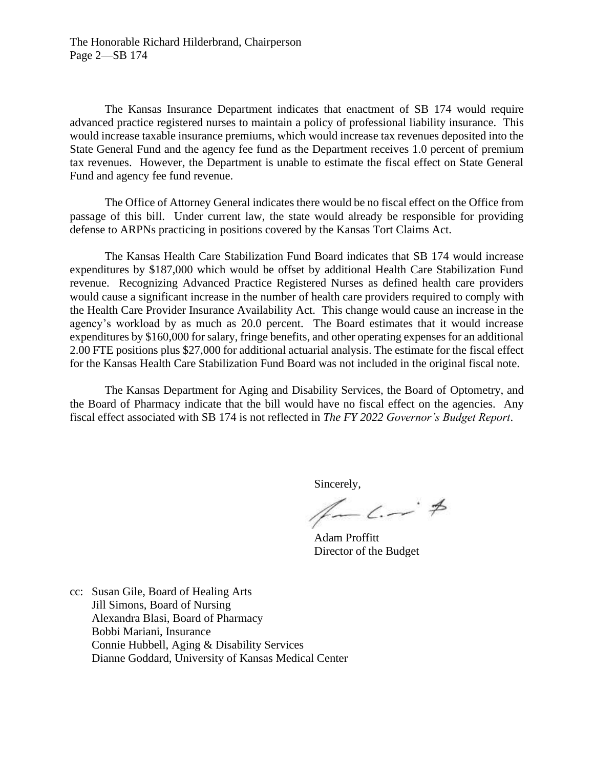The Kansas Insurance Department indicates that enactment of SB 174 would require advanced practice registered nurses to maintain a policy of professional liability insurance. This would increase taxable insurance premiums, which would increase tax revenues deposited into the State General Fund and the agency fee fund as the Department receives 1.0 percent of premium tax revenues. However, the Department is unable to estimate the fiscal effect on State General Fund and agency fee fund revenue.

The Office of Attorney General indicates there would be no fiscal effect on the Office from passage of this bill. Under current law, the state would already be responsible for providing defense to ARPNs practicing in positions covered by the Kansas Tort Claims Act.

The Kansas Health Care Stabilization Fund Board indicates that SB 174 would increase expenditures by $187,000 which would be offset by additional Health Care Stabilization Fund revenue. Recognizing Advanced Practice Registered Nurses as defined health care providers would cause a significant increase in the number of health care providers required to comply with the Health Care Provider Insurance Availability Act. This change would cause an increase in the agency's workload by as much as 20.0 percent. The Board estimates that it would increase expenditures by $160,000 for salary, fringe benefits, and other operating expenses for an additional 2.00 FTE positions plus $27,000 for additional actuarial analysis. The estimate for the fiscal effect for the Kansas Health Care Stabilization Fund Board was not included in the original fiscal note.

The Kansas Department for Aging and Disability Services, the Board of Optometry, and the Board of Pharmacy indicate that the bill would have no fiscal effect on the agencies. Any fiscal effect associated with SB 174 is not reflected in *The FY 2022 Governor's Budget Report*.

Sincerely,

Adam Proffitt
Director of the Budget

cc: Susan Gile, Board of Healing Arts
Jill Simons, Board of Nursing
Alexandra Blasi, Board of Pharmacy
Bobbi Mariani, Insurance
Connie Hubbell, Aging & Disability Services
Dianne Goddard, University of Kansas Medical Center